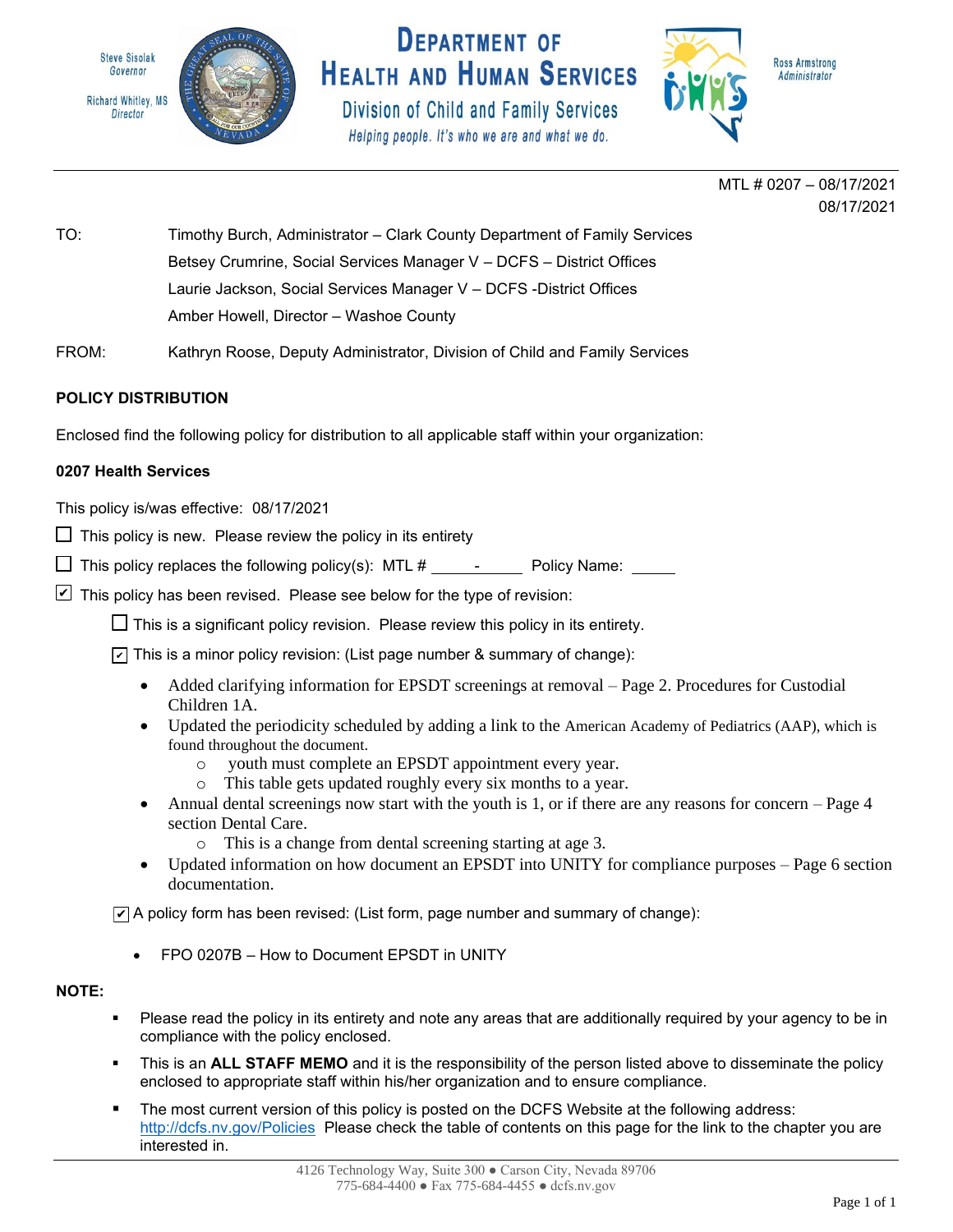Steve Sisolak
Governor

Richard Whitley, MS
Director

# DEPARTMENT OF HEALTH AND HUMAN SERVICES

## Division of Child and Family Services

*Helping people. It's who we are and what we do.*

Ross Armstrong
Administrator

MTL # 0207 – 08/17/2021
08/17/2021

TO: Timothy Burch, Administrator – Clark County Department of Family Services
Betsey Crumrine, Social Services Manager V – DCFS – District Offices
Laurie Jackson, Social Services Manager V – DCFS -District Offices
Amber Howell, Director – Washoe County

FROM: Kathryn Roose, Deputy Administrator, Division of Child and Family Services

**POLICY DISTRIBUTION**

Enclosed find the following policy for distribution to all applicable staff within your organization:

**0207 Health Services**

This policy is/was effective: 08/17/2021

☐ This policy is new. Please review the policy in its entirety

☐ This policy replaces the following policy(s): MTL # \_\_\_\_\_-\_\_\_\_\_ Policy Name: \_\_\_\_\_

☑ This policy has been revised. Please see below for the type of revision:

☐ This is a significant policy revision. Please review this policy in its entirety.

☑ This is a minor policy revision: (List page number & summary of change):

- Added clarifying information for EPSDT screenings at removal – Page 2. Procedures for Custodial Children 1A.
- Updated the periodicity scheduled by adding a link to the American Academy of Pediatrics (AAP), which is found throughout the document.
  - youth must complete an EPSDT appointment every year.
  - This table gets updated roughly every six months to a year.
- Annual dental screenings now start with the youth is 1, or if there are any reasons for concern – Page 4 section Dental Care.
  - This is a change from dental screening starting at age 3.
- Updated information on how document an EPSDT into UNITY for compliance purposes – Page 6 section documentation.

☑ A policy form has been revised: (List form, page number and summary of change):

- FPO 0207B – How to Document EPSDT in UNITY

**NOTE:**

- Please read the policy in its entirety and note any areas that are additionally required by your agency to be in compliance with the policy enclosed.
- This is an **ALL STAFF MEMO** and it is the responsibility of the person listed above to disseminate the policy enclosed to appropriate staff within his/her organization and to ensure compliance.
- The most current version of this policy is posted on the DCFS Website at the following address: http://dcfs.nv.gov/Policies Please check the table of contents on this page for the link to the chapter you are interested in.

4126 Technology Way, Suite 300 ● Carson City, Nevada 89706
775-684-4400 ● Fax 775-684-4455 ● dcfs.nv.gov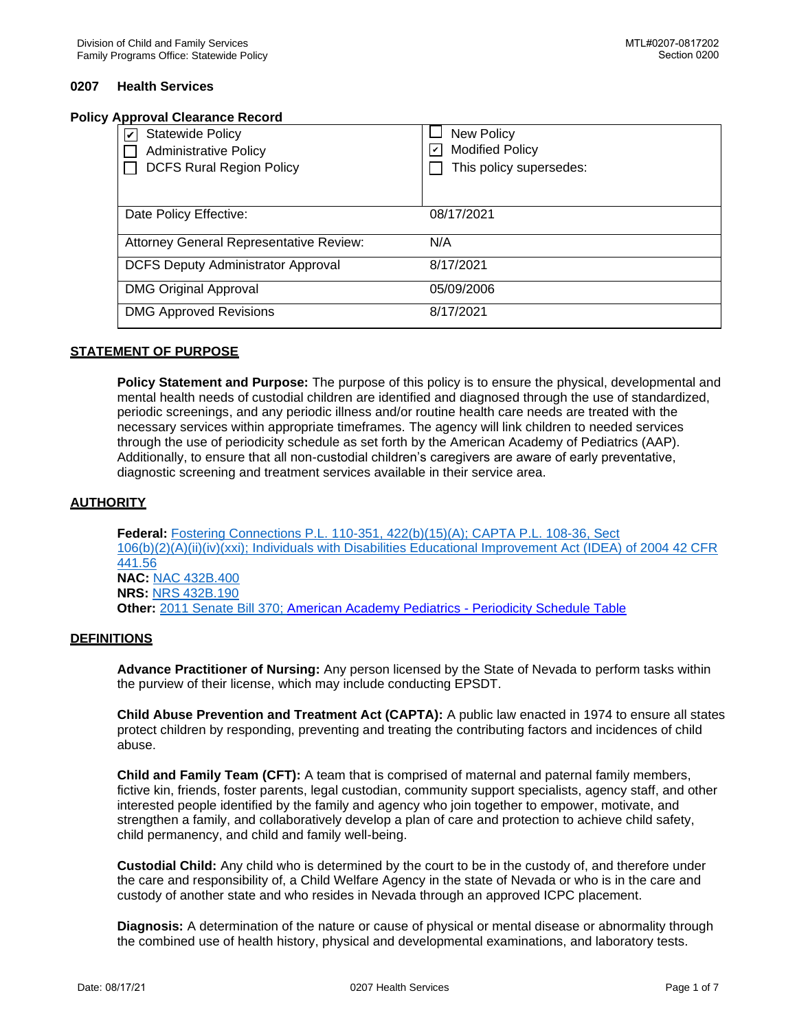## 0207 Health Services

### Policy Approval Clearance Record

| | |
|---|---|
| ☑ Statewide Policy<br>☐ Administrative Policy<br>☐ DCFS Rural Region Policy | ☐ New Policy<br>☑ Modified Policy<br>☐ This policy supersedes: |
| Date Policy Effective: | 08/17/2021 |
| Attorney General Representative Review: | N/A |
| DCFS Deputy Administrator Approval | 8/17/2021 |
| DMG Original Approval | 05/09/2006 |
| DMG Approved Revisions | 8/17/2021 |

## STATEMENT OF PURPOSE

**Policy Statement and Purpose:** The purpose of this policy is to ensure the physical, developmental and mental health needs of custodial children are identified and diagnosed through the use of standardized, periodic screenings, and any periodic illness and/or routine health care needs are treated with the necessary services within appropriate timeframes. The agency will link children to needed services through the use of periodicity schedule as set forth by the American Academy of Pediatrics (AAP). Additionally, to ensure that all non-custodial children's caregivers are aware of early preventative, diagnostic screening and treatment services available in their service area.

## AUTHORITY

**Federal:** Fostering Connections P.L. 110-351, 422(b)(15)(A); CAPTA P.L. 108-36, Sect 106(b)(2)(A)(ii)(iv)(xxi); Individuals with Disabilities Educational Improvement Act (IDEA) of 2004 42 CFR 441.56
**NAC:** NAC 432B.400
**NRS:** NRS 432B.190
**Other:** 2011 Senate Bill 370; American Academy Pediatrics - Periodicity Schedule Table

## DEFINITIONS

**Advance Practitioner of Nursing:** Any person licensed by the State of Nevada to perform tasks within the purview of their license, which may include conducting EPSDT.

**Child Abuse Prevention and Treatment Act (CAPTA):** A public law enacted in 1974 to ensure all states protect children by responding, preventing and treating the contributing factors and incidences of child abuse.

**Child and Family Team (CFT):** A team that is comprised of maternal and paternal family members, fictive kin, friends, foster parents, legal custodian, community support specialists, agency staff, and other interested people identified by the family and agency who join together to empower, motivate, and strengthen a family, and collaboratively develop a plan of care and protection to achieve child safety, child permanency, and child and family well-being.

**Custodial Child:** Any child who is determined by the court to be in the custody of, and therefore under the care and responsibility of, a Child Welfare Agency in the state of Nevada or who is in the care and custody of another state and who resides in Nevada through an approved ICPC placement.

**Diagnosis:** A determination of the nature or cause of physical or mental disease or abnormality through the combined use of health history, physical and developmental examinations, and laboratory tests.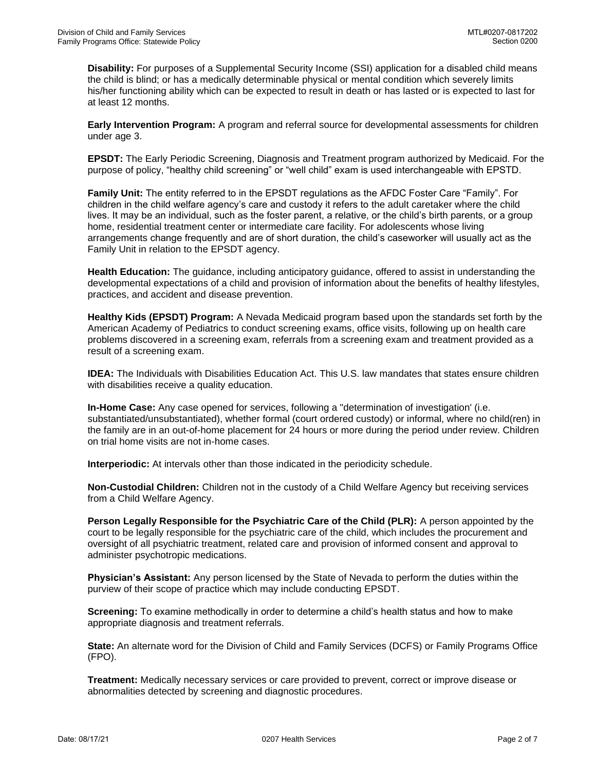**Disability:** For purposes of a Supplemental Security Income (SSI) application for a disabled child means the child is blind; or has a medically determinable physical or mental condition which severely limits his/her functioning ability which can be expected to result in death or has lasted or is expected to last for at least 12 months.

**Early Intervention Program:** A program and referral source for developmental assessments for children under age 3.

**EPSDT:** The Early Periodic Screening, Diagnosis and Treatment program authorized by Medicaid. For the purpose of policy, "healthy child screening" or "well child" exam is used interchangeable with EPSTD.

**Family Unit:** The entity referred to in the EPSDT regulations as the AFDC Foster Care "Family". For children in the child welfare agency's care and custody it refers to the adult caretaker where the child lives. It may be an individual, such as the foster parent, a relative, or the child's birth parents, or a group home, residential treatment center or intermediate care facility. For adolescents whose living arrangements change frequently and are of short duration, the child's caseworker will usually act as the Family Unit in relation to the EPSDT agency.

**Health Education:** The guidance, including anticipatory guidance, offered to assist in understanding the developmental expectations of a child and provision of information about the benefits of healthy lifestyles, practices, and accident and disease prevention.

**Healthy Kids (EPSDT) Program:** A Nevada Medicaid program based upon the standards set forth by the American Academy of Pediatrics to conduct screening exams, office visits, following up on health care problems discovered in a screening exam, referrals from a screening exam and treatment provided as a result of a screening exam.

**IDEA:** The Individuals with Disabilities Education Act. This U.S. law mandates that states ensure children with disabilities receive a quality education.

**In-Home Case:** Any case opened for services, following a "determination of investigation' (i.e. substantiated/unsubstantiated), whether formal (court ordered custody) or informal, where no child(ren) in the family are in an out-of-home placement for 24 hours or more during the period under review. Children on trial home visits are not in-home cases.

**Interperiodic:** At intervals other than those indicated in the periodicity schedule.

**Non-Custodial Children:** Children not in the custody of a Child Welfare Agency but receiving services from a Child Welfare Agency.

**Person Legally Responsible for the Psychiatric Care of the Child (PLR):** A person appointed by the court to be legally responsible for the psychiatric care of the child, which includes the procurement and oversight of all psychiatric treatment, related care and provision of informed consent and approval to administer psychotropic medications.

**Physician's Assistant:** Any person licensed by the State of Nevada to perform the duties within the purview of their scope of practice which may include conducting EPSDT.

**Screening:** To examine methodically in order to determine a child's health status and how to make appropriate diagnosis and treatment referrals.

**State:** An alternate word for the Division of Child and Family Services (DCFS) or Family Programs Office (FPO).

**Treatment:** Medically necessary services or care provided to prevent, correct or improve disease or abnormalities detected by screening and diagnostic procedures.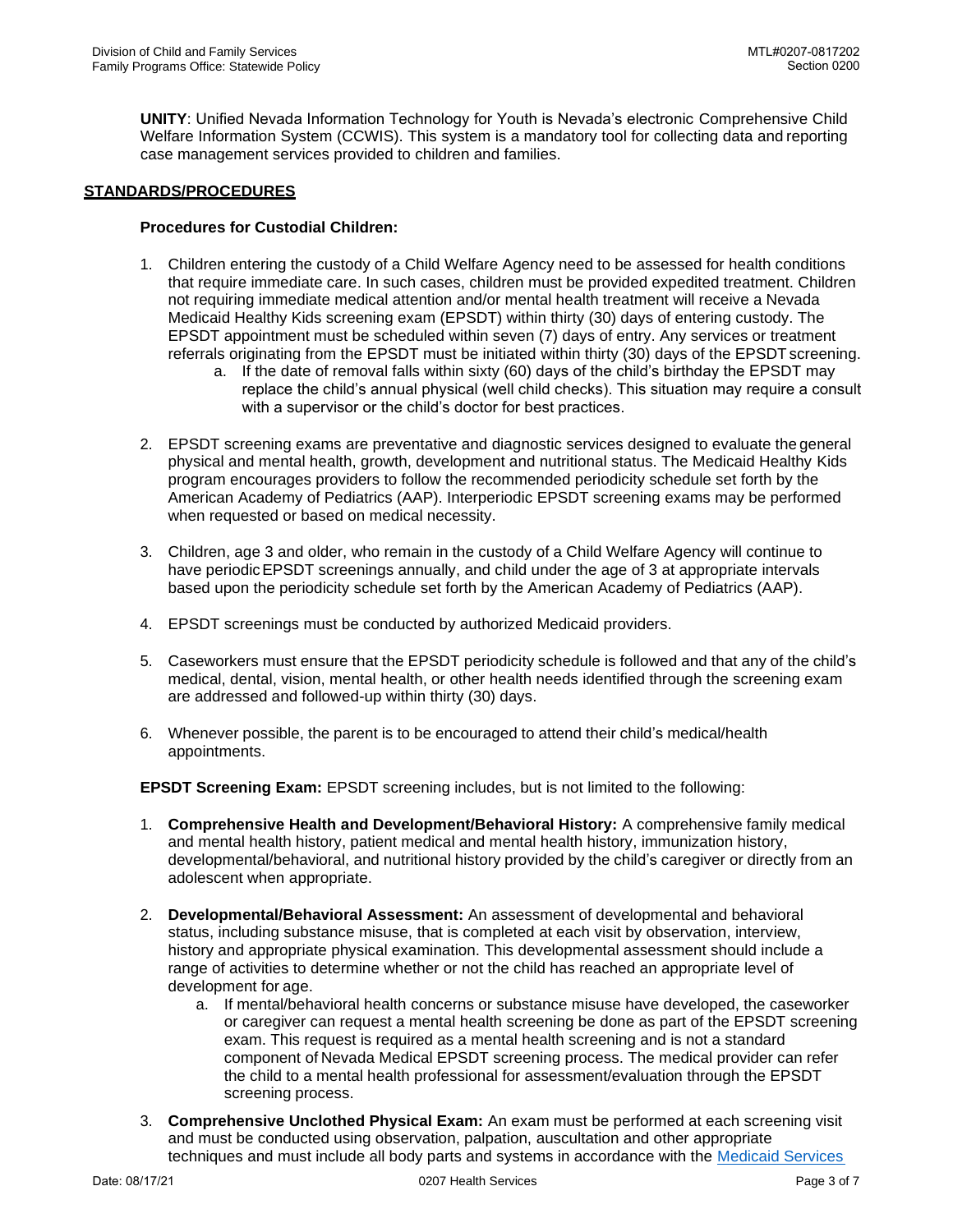**UNITY**: Unified Nevada Information Technology for Youth is Nevada's electronic Comprehensive Child Welfare Information System (CCWIS). This system is a mandatory tool for collecting data and reporting case management services provided to children and families.

## STANDARDS/PROCEDURES

### Procedures for Custodial Children:

1. Children entering the custody of a Child Welfare Agency need to be assessed for health conditions that require immediate care. In such cases, children must be provided expedited treatment. Children not requiring immediate medical attention and/or mental health treatment will receive a Nevada Medicaid Healthy Kids screening exam (EPSDT) within thirty (30) days of entering custody. The EPSDT appointment must be scheduled within seven (7) days of entry. Any services or treatment referrals originating from the EPSDT must be initiated within thirty (30) days of the EPSDT screening.
   a. If the date of removal falls within sixty (60) days of the child's birthday the EPSDT may replace the child's annual physical (well child checks). This situation may require a consult with a supervisor or the child's doctor for best practices.

2. EPSDT screening exams are preventative and diagnostic services designed to evaluate the general physical and mental health, growth, development and nutritional status. The Medicaid Healthy Kids program encourages providers to follow the recommended periodicity schedule set forth by the American Academy of Pediatrics (AAP). Interperiodic EPSDT screening exams may be performed when requested or based on medical necessity.

3. Children, age 3 and older, who remain in the custody of a Child Welfare Agency will continue to have periodic EPSDT screenings annually, and child under the age of 3 at appropriate intervals based upon the periodicity schedule set forth by the American Academy of Pediatrics (AAP).

4. EPSDT screenings must be conducted by authorized Medicaid providers.

5. Caseworkers must ensure that the EPSDT periodicity schedule is followed and that any of the child's medical, dental, vision, mental health, or other health needs identified through the screening exam are addressed and followed-up within thirty (30) days.

6. Whenever possible, the parent is to be encouraged to attend their child's medical/health appointments.

**EPSDT Screening Exam:** EPSDT screening includes, but is not limited to the following:

1. **Comprehensive Health and Development/Behavioral History:** A comprehensive family medical and mental health history, patient medical and mental health history, immunization history, developmental/behavioral, and nutritional history provided by the child's caregiver or directly from an adolescent when appropriate.

2. **Developmental/Behavioral Assessment:** An assessment of developmental and behavioral status, including substance misuse, that is completed at each visit by observation, interview, history and appropriate physical examination. This developmental assessment should include a range of activities to determine whether or not the child has reached an appropriate level of development for age.
   a. If mental/behavioral health concerns or substance misuse have developed, the caseworker or caregiver can request a mental health screening be done as part of the EPSDT screening exam. This request is required as a mental health screening and is not a standard component of Nevada Medical EPSDT screening process. The medical provider can refer the child to a mental health professional for assessment/evaluation through the EPSDT screening process.

3. **Comprehensive Unclothed Physical Exam:** An exam must be performed at each screening visit and must be conducted using observation, palpation, auscultation and other appropriate techniques and must include all body parts and systems in accordance with the Medicaid Services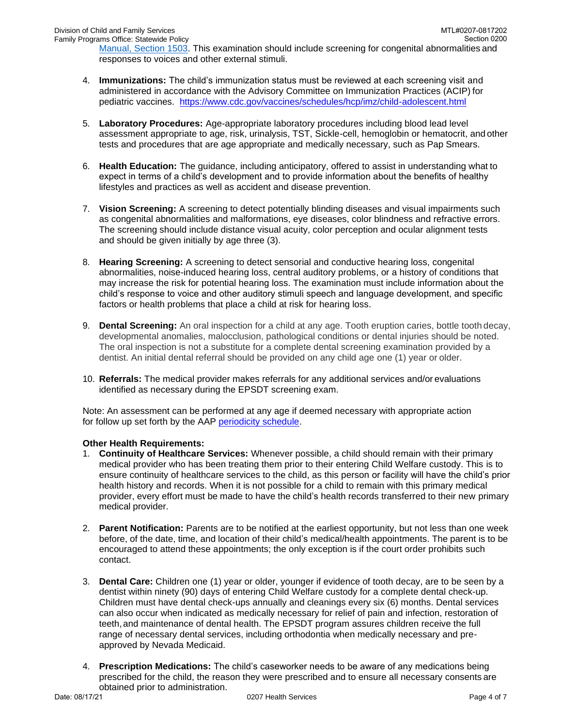Manual, Section 1503. This examination should include screening for congenital abnormalities and responses to voices and other external stimuli.

4. **Immunizations:** The child's immunization status must be reviewed at each screening visit and administered in accordance with the Advisory Committee on Immunization Practices (ACIP) for pediatric vaccines. https://www.cdc.gov/vaccines/schedules/hcp/imz/child-adolescent.html

5. **Laboratory Procedures:** Age-appropriate laboratory procedures including blood lead level assessment appropriate to age, risk, urinalysis, TST, Sickle-cell, hemoglobin or hematocrit, and other tests and procedures that are age appropriate and medically necessary, such as Pap Smears.

6. **Health Education:** The guidance, including anticipatory, offered to assist in understanding what to expect in terms of a child's development and to provide information about the benefits of healthy lifestyles and practices as well as accident and disease prevention.

7. **Vision Screening:** A screening to detect potentially blinding diseases and visual impairments such as congenital abnormalities and malformations, eye diseases, color blindness and refractive errors. The screening should include distance visual acuity, color perception and ocular alignment tests and should be given initially by age three (3).

8. **Hearing Screening:** A screening to detect sensorial and conductive hearing loss, congenital abnormalities, noise-induced hearing loss, central auditory problems, or a history of conditions that may increase the risk for potential hearing loss. The examination must include information about the child's response to voice and other auditory stimuli speech and language development, and specific factors or health problems that place a child at risk for hearing loss.

9. **Dental Screening:** An oral inspection for a child at any age. Tooth eruption caries, bottle tooth decay, developmental anomalies, malocclusion, pathological conditions or dental injuries should be noted. The oral inspection is not a substitute for a complete dental screening examination provided by a dentist. An initial dental referral should be provided on any child age one (1) year or older.

10. **Referrals:** The medical provider makes referrals for any additional services and/or evaluations identified as necessary during the EPSDT screening exam.

Note: An assessment can be performed at any age if deemed necessary with appropriate action for follow up set forth by the AAP periodicity schedule.

**Other Health Requirements:**

1. **Continuity of Healthcare Services:** Whenever possible, a child should remain with their primary medical provider who has been treating them prior to their entering Child Welfare custody. This is to ensure continuity of healthcare services to the child, as this person or facility will have the child's prior health history and records. When it is not possible for a child to remain with this primary medical provider, every effort must be made to have the child's health records transferred to their new primary medical provider.

2. **Parent Notification:** Parents are to be notified at the earliest opportunity, but not less than one week before, of the date, time, and location of their child's medical/health appointments. The parent is to be encouraged to attend these appointments; the only exception is if the court order prohibits such contact.

3. **Dental Care:** Children one (1) year or older, younger if evidence of tooth decay, are to be seen by a dentist within ninety (90) days of entering Child Welfare custody for a complete dental check-up. Children must have dental check-ups annually and cleanings every six (6) months. Dental services can also occur when indicated as medically necessary for relief of pain and infection, restoration of teeth, and maintenance of dental health. The EPSDT program assures children receive the full range of necessary dental services, including orthodontia when medically necessary and pre-approved by Nevada Medicaid.

4. **Prescription Medications:** The child's caseworker needs to be aware of any medications being prescribed for the child, the reason they were prescribed and to ensure all necessary consents are obtained prior to administration.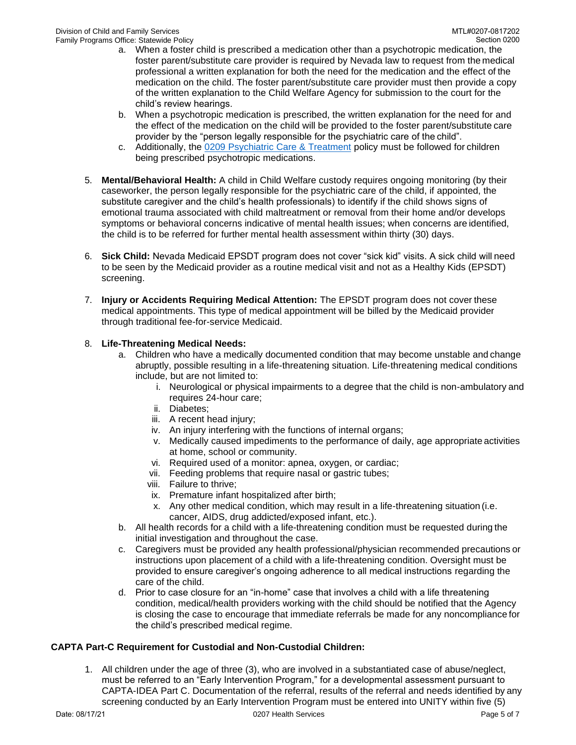a. When a foster child is prescribed a medication other than a psychotropic medication, the foster parent/substitute care provider is required by Nevada law to request from the medical professional a written explanation for both the need for the medication and the effect of the medication on the child. The foster parent/substitute care provider must then provide a copy of the written explanation to the Child Welfare Agency for submission to the court for the child's review hearings.
   b. When a psychotropic medication is prescribed, the written explanation for the need for and the effect of the medication on the child will be provided to the foster parent/substitute care provider by the "person legally responsible for the psychiatric care of the child".
   c. Additionally, the [0209 Psychiatric Care & Treatment]() policy must be followed for children being prescribed psychotropic medications.

5. **Mental/Behavioral Health:** A child in Child Welfare custody requires ongoing monitoring (by their caseworker, the person legally responsible for the psychiatric care of the child, if appointed, the substitute caregiver and the child's health professionals) to identify if the child shows signs of emotional trauma associated with child maltreatment or removal from their home and/or develops symptoms or behavioral concerns indicative of mental health issues; when concerns are identified, the child is to be referred for further mental health assessment within thirty (30) days.

6. **Sick Child:** Nevada Medicaid EPSDT program does not cover "sick kid" visits. A sick child will need to be seen by the Medicaid provider as a routine medical visit and not as a Healthy Kids (EPSDT) screening.

7. **Injury or Accidents Requiring Medical Attention:** The EPSDT program does not cover these medical appointments. This type of medical appointment will be billed by the Medicaid provider through traditional fee-for-service Medicaid.

8. **Life-Threatening Medical Needs:**
   a. Children who have a medically documented condition that may become unstable and change abruptly, possible resulting in a life-threatening situation. Life-threatening medical conditions include, but are not limited to:
      i. Neurological or physical impairments to a degree that the child is non-ambulatory and requires 24-hour care;
      ii. Diabetes;
      iii. A recent head injury;
      iv. An injury interfering with the functions of internal organs;
      v. Medically caused impediments to the performance of daily, age appropriate activities at home, school or community.
      vi. Required used of a monitor: apnea, oxygen, or cardiac;
      vii. Feeding problems that require nasal or gastric tubes;
      viii. Failure to thrive;
      ix. Premature infant hospitalized after birth;
      x. Any other medical condition, which may result in a life-threatening situation (i.e. cancer, AIDS, drug addicted/exposed infant, etc.).
   b. All health records for a child with a life-threatening condition must be requested during the initial investigation and throughout the case.
   c. Caregivers must be provided any health professional/physician recommended precautions or instructions upon placement of a child with a life-threatening condition. Oversight must be provided to ensure caregiver's ongoing adherence to all medical instructions regarding the care of the child.
   d. Prior to case closure for an "in-home" case that involves a child with a life threatening condition, medical/health providers working with the child should be notified that the Agency is closing the case to encourage that immediate referrals be made for any noncompliance for the child's prescribed medical regime.

**CAPTA Part-C Requirement for Custodial and Non-Custodial Children:**

1. All children under the age of three (3), who are involved in a substantiated case of abuse/neglect, must be referred to an "Early Intervention Program," for a developmental assessment pursuant to CAPTA-IDEA Part C. Documentation of the referral, results of the referral and needs identified by any screening conducted by an Early Intervention Program must be entered into UNITY within five (5)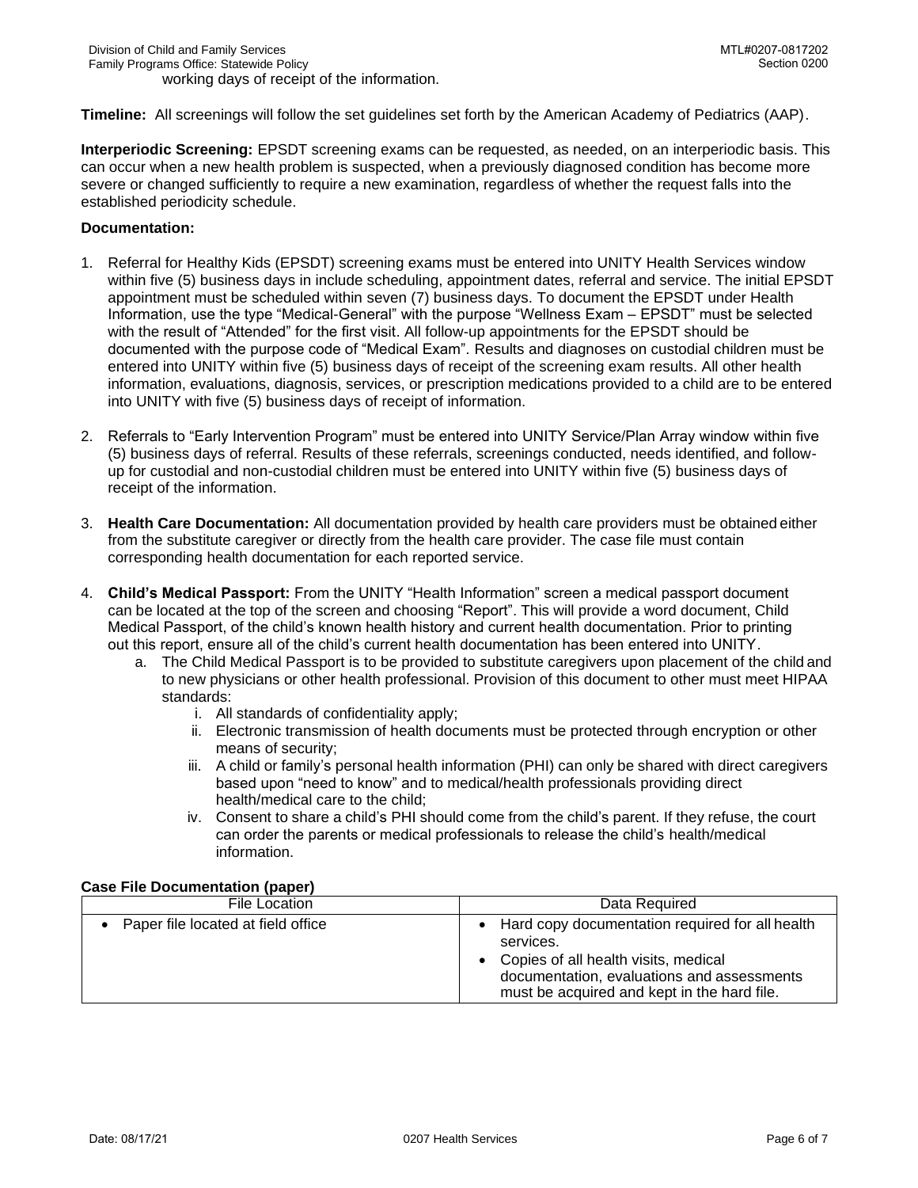working days of receipt of the information.

**Timeline:** All screenings will follow the set guidelines set forth by the American Academy of Pediatrics (AAP).

**Interperiodic Screening:** EPSDT screening exams can be requested, as needed, on an interperiodic basis. This can occur when a new health problem is suspected, when a previously diagnosed condition has become more severe or changed sufficiently to require a new examination, regardless of whether the request falls into the established periodicity schedule.

**Documentation:**

1. Referral for Healthy Kids (EPSDT) screening exams must be entered into UNITY Health Services window within five (5) business days in include scheduling, appointment dates, referral and service. The initial EPSDT appointment must be scheduled within seven (7) business days. To document the EPSDT under Health Information, use the type "Medical-General" with the purpose "Wellness Exam – EPSDT" must be selected with the result of "Attended" for the first visit. All follow-up appointments for the EPSDT should be documented with the purpose code of "Medical Exam". Results and diagnoses on custodial children must be entered into UNITY within five (5) business days of receipt of the screening exam results. All other health information, evaluations, diagnosis, services, or prescription medications provided to a child are to be entered into UNITY with five (5) business days of receipt of information.

2. Referrals to "Early Intervention Program" must be entered into UNITY Service/Plan Array window within five (5) business days of referral. Results of these referrals, screenings conducted, needs identified, and follow-up for custodial and non-custodial children must be entered into UNITY within five (5) business days of receipt of the information.

3. **Health Care Documentation:** All documentation provided by health care providers must be obtained either from the substitute caregiver or directly from the health care provider. The case file must contain corresponding health documentation for each reported service.

4. **Child's Medical Passport:** From the UNITY "Health Information" screen a medical passport document can be located at the top of the screen and choosing "Report". This will provide a word document, Child Medical Passport, of the child's known health history and current health documentation. Prior to printing out this report, ensure all of the child's current health documentation has been entered into UNITY.
   a. The Child Medical Passport is to be provided to substitute caregivers upon placement of the child and to new physicians or other health professional. Provision of this document to other must meet HIPAA standards:
      i. All standards of confidentiality apply;
      ii. Electronic transmission of health documents must be protected through encryption or other means of security;
      iii. A child or family's personal health information (PHI) can only be shared with direct caregivers based upon "need to know" and to medical/health professionals providing direct health/medical care to the child;
      iv. Consent to share a child's PHI should come from the child's parent. If they refuse, the court can order the parents or medical professionals to release the child's health/medical information.

**Case File Documentation (paper)**

| File Location | Data Required |
|---|---|
| • Paper file located at field office | • Hard copy documentation required for all health services.<br>• Copies of all health visits, medical documentation, evaluations and assessments must be acquired and kept in the hard file. |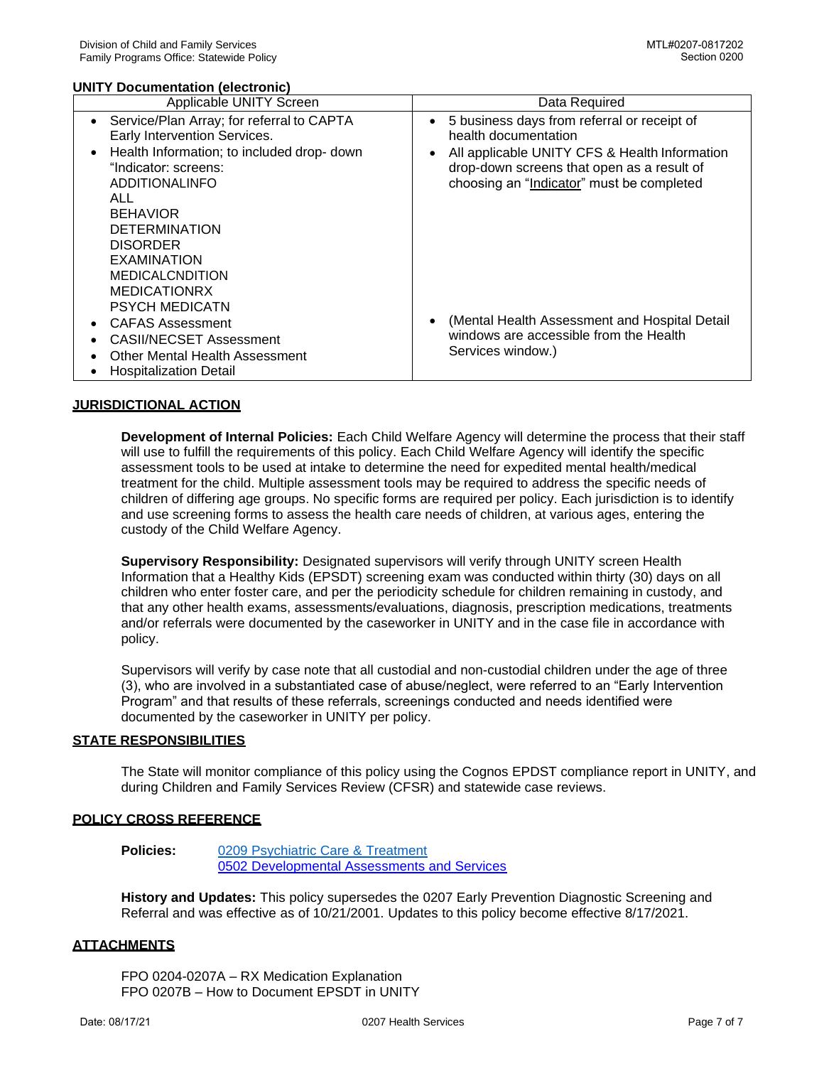**UNITY Documentation (electronic)**

| Applicable UNITY Screen | Data Required |
|---|---|
| • Service/Plan Array; for referral to CAPTA Early Intervention Services.<br>• Health Information; to included drop- down "Indicator: screens:<br>ADDITIONALINFO<br>ALL<br>BEHAVIOR<br>DETERMINATION<br>DISORDER<br>EXAMINATION<br>MEDICALCNDITION<br>MEDICATIONRX<br>PSYCH MEDICATN<br>• CAFAS Assessment<br>• CASII/NECSET Assessment<br>• Other Mental Health Assessment<br>• Hospitalization Detail | • 5 business days from referral or receipt of health documentation<br>• All applicable UNITY CFS & Health Information drop-down screens that open as a result of choosing an "Indicator" must be completed<br>• (Mental Health Assessment and Hospital Detail windows are accessible from the Health Services window.) |

## JURISDICTIONAL ACTION

**Development of Internal Policies:** Each Child Welfare Agency will determine the process that their staff will use to fulfill the requirements of this policy. Each Child Welfare Agency will identify the specific assessment tools to be used at intake to determine the need for expedited mental health/medical treatment for the child. Multiple assessment tools may be required to address the specific needs of children of differing age groups. No specific forms are required per policy. Each jurisdiction is to identify and use screening forms to assess the health care needs of children, at various ages, entering the custody of the Child Welfare Agency.

**Supervisory Responsibility:** Designated supervisors will verify through UNITY screen Health Information that a Healthy Kids (EPSDT) screening exam was conducted within thirty (30) days on all children who enter foster care, and per the periodicity schedule for children remaining in custody, and that any other health exams, assessments/evaluations, diagnosis, prescription medications, treatments and/or referrals were documented by the caseworker in UNITY and in the case file in accordance with policy.

Supervisors will verify by case note that all custodial and non-custodial children under the age of three (3), who are involved in a substantiated case of abuse/neglect, were referred to an "Early Intervention Program" and that results of these referrals, screenings conducted and needs identified were documented by the caseworker in UNITY per policy.

## STATE RESPONSIBILITIES

The State will monitor compliance of this policy using the Cognos EPDST compliance report in UNITY, and during Children and Family Services Review (CFSR) and statewide case reviews.

## POLICY CROSS REFERENCE

**Policies:** 0209 Psychiatric Care & Treatment
0502 Developmental Assessments and Services

**History and Updates:** This policy supersedes the 0207 Early Prevention Diagnostic Screening and Referral and was effective as of 10/21/2001. Updates to this policy become effective 8/17/2021.

## ATTACHMENTS

FPO 0204-0207A – RX Medication Explanation
FPO 0207B – How to Document EPSDT in UNITY